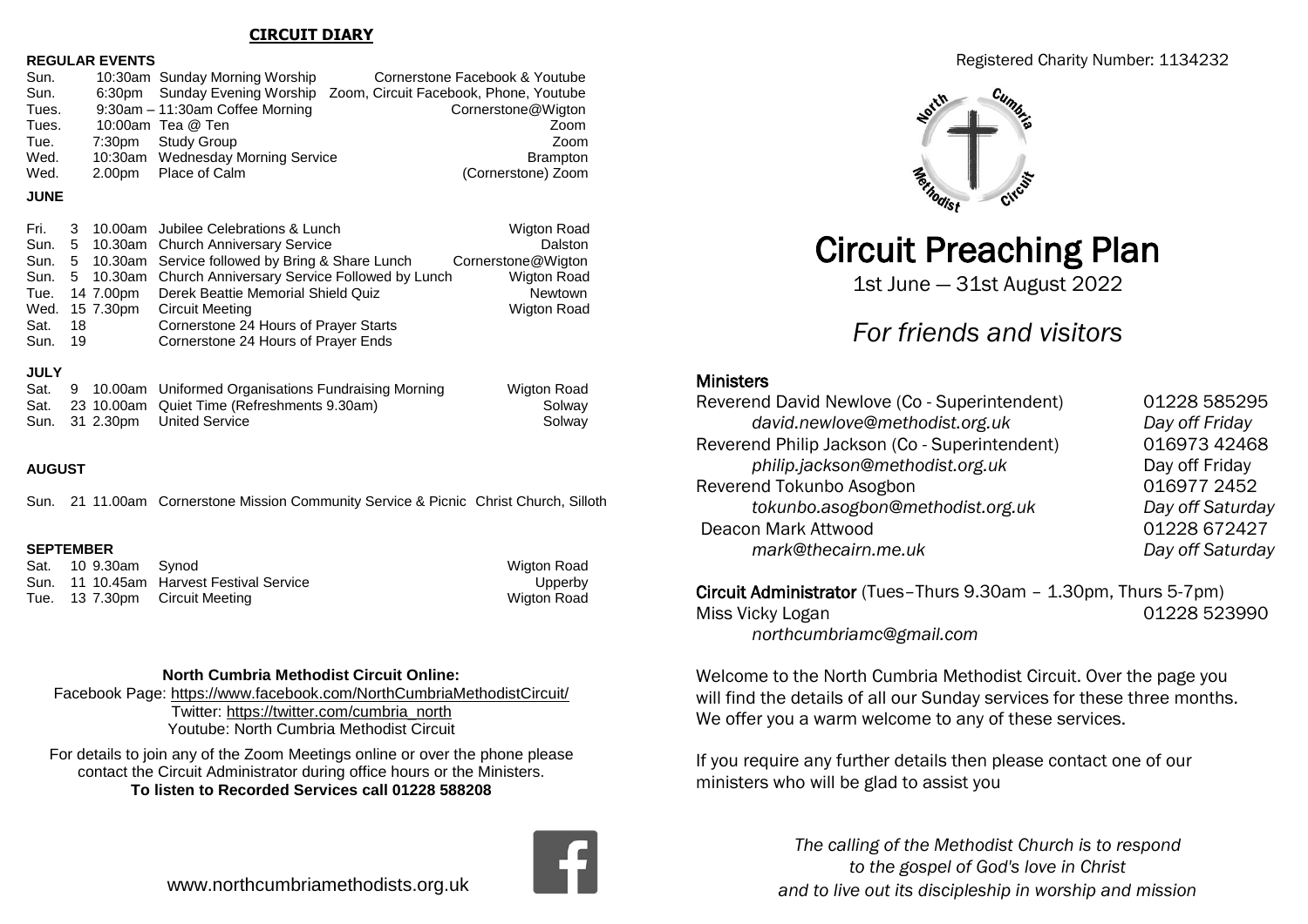## CIRCUIT DIARY

### REGULAR EVENTS

| Day | Time | Event | Location |
|---|---|---|---|
| Sun. | 10:30am | Sunday Morning Worship | Cornerstone Facebook & Youtube |
| Sun. | 6:30pm | Sunday Evening Worship | Zoom, Circuit Facebook, Phone, Youtube |
| Tues. | 9:30am – 11:30am | Coffee Morning | Cornerstone@Wigton |
| Tues. | 10:00am | Tea @ Ten | Zoom |
| Tue. | 7:30pm | Study Group | Zoom |
| Wed. | 10:30am | Wednesday Morning Service | Brampton |
| Wed. | 2.00pm | Place of Calm | (Cornerstone) Zoom |

### JUNE

| Day | Date | Time | Event | Location |
|---|---|---|---|---|
| Fri. | 3 | 10.00am | Jubilee Celebrations & Lunch | Wigton Road |
| Sun. | 5 | 10.30am | Church Anniversary Service | Dalston |
| Sun. | 5 | 10.30am | Service followed by Bring & Share Lunch | Cornerstone@Wigton |
| Sun. | 5 | 10.30am | Church Anniversary Service Followed by Lunch | Wigton Road |
| Tue. | 14 | 7.00pm | Derek Beattie Memorial Shield Quiz | Newtown |
| Wed. | 15 | 7.30pm | Circuit Meeting | Wigton Road |
| Sat. | 18 | | Cornerstone 24 Hours of Prayer Starts | |
| Sun. | 19 | | Cornerstone 24 Hours of Prayer Ends | |

### JULY

| Day | Date | Time | Event | Location |
|---|---|---|---|---|
| Sat. | 9 | 10.00am | Uniformed Organisations Fundraising Morning | Wigton Road |
| Sat. | 23 | 10.00am | Quiet Time (Refreshments 9.30am) | Solway |
| Sun. | 31 | 2.30pm | United Service | Solway |

### AUGUST

| Day | Date | Time | Event | Location |
|---|---|---|---|---|
| Sun. | 21 | 11.00am | Cornerstone Mission Community Service & Picnic | Christ Church, Silloth |

### SEPTEMBER

| Day | Date | Time | Event | Location |
|---|---|---|---|---|
| Sat. | 10 | 9.30am | Synod | Wigton Road |
| Sun. | 11 | 10.45am | Harvest Festival Service | Upperby |
| Tue. | 13 | 7.30pm | Circuit Meeting | Wigton Road |

**North Cumbria Methodist Circuit Online:**

Facebook Page: https://www.facebook.com/NorthCumbriaMethodistCircuit/

Twitter: https://twitter.com/cumbria_north

Youtube: North Cumbria Methodist Circuit

For details to join any of the Zoom Meetings online or over the phone please contact the Circuit Administrator during office hours or the Ministers.

**To listen to Recorded Services call 01228 588208**

www.northcumbriamethodists.org.uk

Registered Charity Number: 1134232

# Circuit Preaching Plan

1st June — 31st August 2022

## *For friends and visitors*

### Ministers

| | | |
|---|---|---|
| Reverend David Newlove (Co - Superintendent) | 01228 585295 |
| *david.newlove@methodist.org.uk* | *Day off Friday* |
| Reverend Philip Jackson (Co - Superintendent) | 016973 42468 |
| *philip.jackson@methodist.org.uk* | Day off Friday |
| Reverend Tokunbo Asogbon | 016977 2452 |
| *tokunbo.asogbon@methodist.org.uk* | *Day off Saturday* |
| Deacon Mark Attwood | 01228 672427 |
| *mark@thecairn.me.uk* | *Day off Saturday* |

**Circuit Administrator** (Tues–Thurs 9.30am – 1.30pm, Thurs 5-7pm)

Miss Vicky Logan 01228 523990

*northcumbriamc@gmail.com*

Welcome to the North Cumbria Methodist Circuit. Over the page you will find the details of all our Sunday services for these three months. We offer you a warm welcome to any of these services.

If you require any further details then please contact one of our ministers who will be glad to assist you

*The calling of the Methodist Church is to respond to the gospel of God's love in Christ and to live out its discipleship in worship and mission*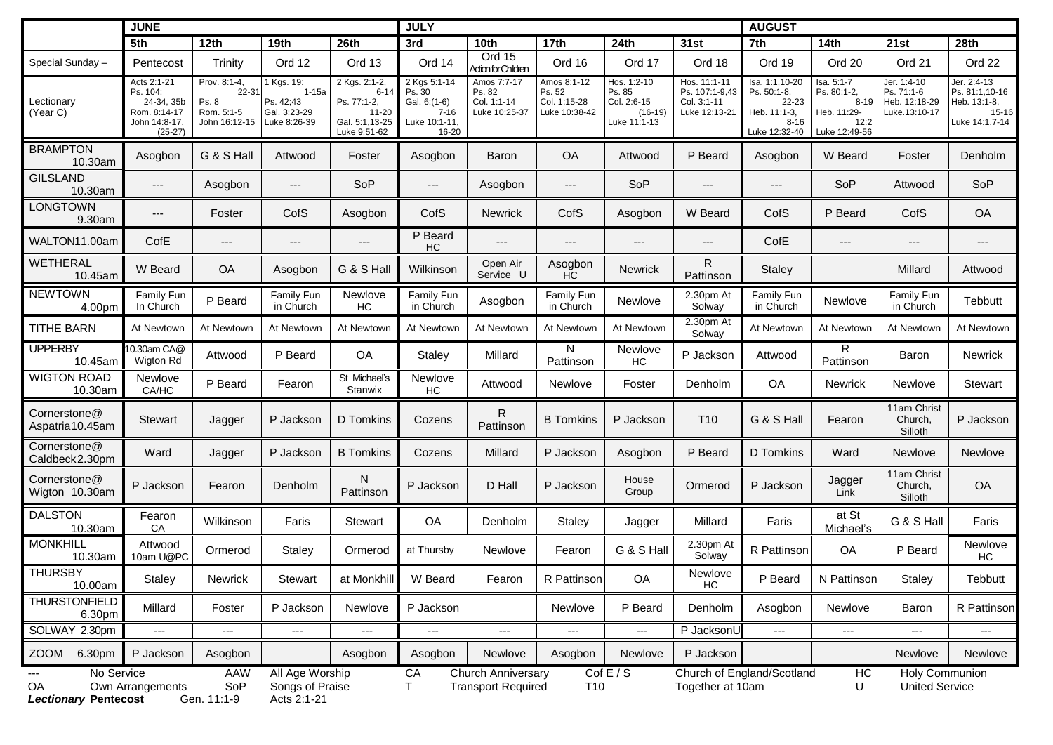| | JUNE | | | | JULY | | | | | AUGUST | | | |
|---|---|---|---|---|---|---|---|---|---|---|---|---|---|
| | 5th | 12th | 19th | 26th | 3rd | 10th | 17th | 24th | 31st | 7th | 14th | 21st | 28th |
| Special Sunday – | Pentecost | Trinity | Ord 12 | Ord 13 | Ord 14 | Ord 15 Action for Children | Ord 16 | Ord 17 | Ord 18 | Ord 19 | Ord 20 | Ord 21 | Ord 22 |
| Lectionary (Year C) | Acts 2:1-21 Ps. 104: 24-34, 35b Rom. 8:14-17 John 14:8-17, (25-27) | Prov. 8:1-4, 22-31 Ps. 8 Rom. 5:1-5 John 16:12-15 | 1 Kgs. 19: 1-15a Ps. 42;43 Gal. 3:23-29 Luke 8:26-39 | 2 Kgs. 2:1-2, 6-14 Ps. 77:1-2, 11-20 Gal. 5:1,13-25 Luke 9:51-62 | 2 Kgs 5:1-14 Ps. 30 Gal. 6:(1-6) 7-16 Luke 10:1-11, 16-20 | Amos 7:7-17 Ps. 82 Col. 1:1-14 Luke 10:25-37 | Amos 8:1-12 Ps. 52 Col. 1:15-28 Luke 10:38-42 | Hos. 1:2-10 Ps. 85 Col. 2:6-15 (16-19) Luke 11:1-13 | Hos. 11:1-11 Ps. 107:1-9,43 Col. 3:1-11 Luke 12:13-21 | Isa. 1:1,10-20 Ps. 50:1-8, 22-23 Heb. 11:1-3, 8-16 Luke 12:32-40 | Isa. 5:1-7 Ps. 80:1-2, 8-19 Heb. 11:29-12:2 Luke 12:49-56 | Jer. 1:4-10 Ps. 71:1-6 Heb. 12:18-29 Luke.13:10-17 | Jer. 2:4-13 Ps. 81:1,10-16 Heb. 13:1-8, 15-16 Luke 14:1,7-14 |
| BRAMPTON 10.30am | Asogbon | G & S Hall | Attwood | Foster | Asogbon | Baron | OA | Attwood | P Beard | Asogbon | W Beard | Foster | Denholm |
| GILSLAND 10.30am | --- | Asogbon | --- | SoP | --- | Asogbon | --- | SoP | --- | --- | SoP | Attwood | SoP |
| LONGTOWN 9.30am | --- | Foster | CofS | Asogbon | CofS | Newrick | CofS | Asogbon | W Beard | CofS | P Beard | CofS | OA |
| WALTON 11.00am | CofE | --- | --- | --- | P Beard HC | --- | --- | --- | --- | CofE | --- | --- | --- |
| WETHERAL 10.45am | W Beard | OA | Asogbon | G & S Hall | Wilkinson | Open Air Service U | Asogbon HC | Newrick | R Pattinson | Staley | | Millard | Attwood |
| NEWTOWN 4.00pm | Family Fun In Church | P Beard | Family Fun in Church | Newlove HC | Family Fun in Church | Asogbon | Family Fun in Church | Newlove | 2.30pm At Solway | Family Fun in Church | Newlove | Family Fun in Church | Tebbutt |
| TITHE BARN | At Newtown | At Newtown | At Newtown | At Newtown | At Newtown | At Newtown | At Newtown | At Newtown | 2.30pm At Solway | At Newtown | At Newtown | At Newtown | At Newtown |
| UPPERBY 10.45am | 10.30am CA@ Wigton Rd | Attwood | P Beard | OA | Staley | Millard | N Pattinson | Newlove HC | P Jackson | Attwood | R Pattinson | Baron | Newrick |
| WIGTON ROAD 10.30am | Newlove CA/HC | P Beard | Fearon | St Michael's Stanwix | Newlove HC | Attwood | Newlove | Foster | Denholm | OA | Newrick | Newlove | Stewart |
| Cornerstone@ Aspatria 10.45am | Stewart | Jagger | P Jackson | D Tomkins | Cozens | R Pattinson | B Tomkins | P Jackson | T10 | G & S Hall | Fearon | 11am Christ Church, Silloth | P Jackson |
| Cornerstone@ Caldbeck 2.30pm | Ward | Jagger | P Jackson | B Tomkins | Cozens | Millard | P Jackson | Asogbon | P Beard | D Tomkins | Ward | Newlove | Newlove |
| Cornerstone@ Wigton 10.30am | P Jackson | Fearon | Denholm | N Pattinson | P Jackson | D Hall | P Jackson | House Group | Ormerod | P Jackson | Jagger Link | 11am Christ Church, Silloth | OA |
| DALSTON 10.30am | Fearon CA | Wilkinson | Faris | Stewart | OA | Denholm | Staley | Jagger | Millard | Faris | at St Michael's | G & S Hall | Faris |
| MONKHILL 10.30am | Attwood 10am U@PC | Ormerod | Staley | Ormerod | at Thursby | Newlove | Fearon | G & S Hall | 2.30pm At Solway | R Pattinson | OA | P Beard | Newlove HC |
| THURSBY 10.00am | Staley | Newrick | Stewart | at Monkhill | W Beard | Fearon | R Pattinson | OA | Newlove HC | P Beard | N Pattinson | Staley | Tebbutt |
| THURSTONFIELD 6.30pm | Millard | Foster | P Jackson | Newlove | P Jackson | | Newlove | P Beard | Denholm | Asogbon | Newlove | Baron | R Pattinson |
| SOLWAY 2.30pm | --- | --- | --- | --- | --- | --- | --- | --- | P JacksonU | --- | --- | --- | --- |
| ZOOM 6.30pm | P Jackson | Asogbon | | Asogbon | Asogbon | Newlove | Asogbon | Newlove | P Jackson | | | Newlove | Newlove |

--- No Service &nbsp;&nbsp; AAW All Age Worship &nbsp;&nbsp; CA Church Anniversary &nbsp;&nbsp; Cof E / S Church of England/Scotland &nbsp;&nbsp; HC Holy Communion
OA Own Arrangements &nbsp;&nbsp; SoP Songs of Praise &nbsp;&nbsp; T Transport Required &nbsp;&nbsp; T10 Together at 10am &nbsp;&nbsp; U United Service

***Lectionary* Pentecost** Gen. 11:1-9 Acts 2:1-21